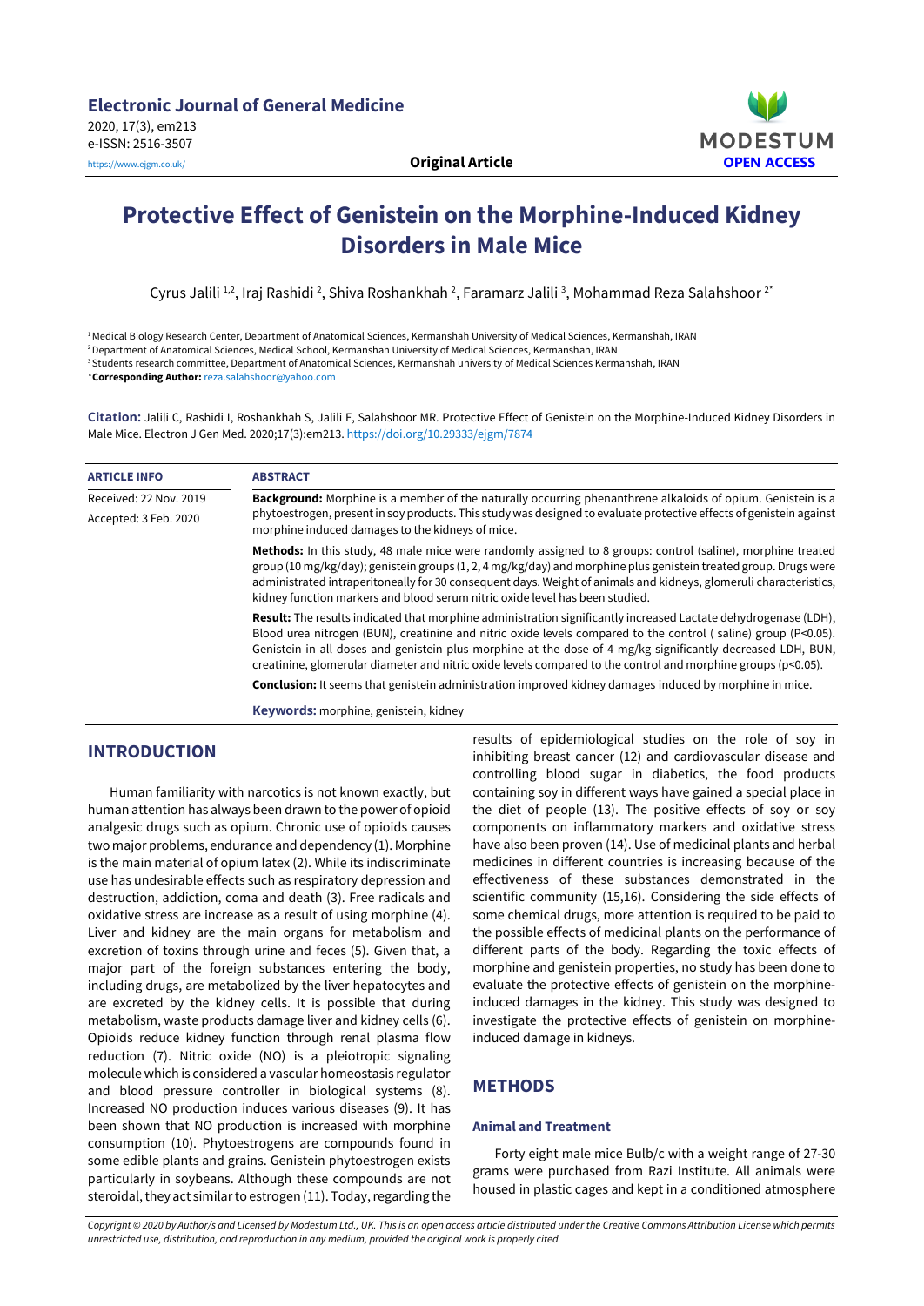Electronic Journal of General Medicine
2020, 17(3), em213
e-ISSN: 2516-3507
https://www.ejgm.co.uk/

**Original Article**

MODESTUM
OPEN ACCESS

# Protective Effect of Genistein on the Morphine-Induced Kidney Disorders in Male Mice

Cyrus Jalili [1,2], Iraj Rashidi [2], Shiva Roshankhah [2], Faramarz Jalili [3], Mohammad Reza Salahshoor [2*]

[1] Medical Biology Research Center, Department of Anatomical Sciences, Kermanshah University of Medical Sciences, Kermanshah, IRAN
[2] Department of Anatomical Sciences, Medical School, Kermanshah University of Medical Sciences, Kermanshah, IRAN
[3] Students research committee, Department of Anatomical Sciences, Kermanshah university of Medical Sciences Kermanshah, IRAN
***Corresponding Author:** reza.salahshoor@yahoo.com

**Citation:** Jalili C, Rashidi I, Roshankhah S, Jalili F, Salahshoor MR. Protective Effect of Genistein on the Morphine-Induced Kidney Disorders in Male Mice. Electron J Gen Med. 2020;17(3):em213. https://doi.org/10.29333/ejgm/7874

| ARTICLE INFO | ABSTRACT |
|---|---|
| Received: 22 Nov. 2019<br>Accepted: 3 Feb. 2020 | **Background:** Morphine is a member of the naturally occurring phenanthrene alkaloids of opium. Genistein is a phytoestrogen, present in soy products. This study was designed to evaluate protective effects of genistein against morphine induced damages to the kidneys of mice.<br>**Methods:** In this study, 48 male mice were randomly assigned to 8 groups: control (saline), morphine treated group (10 mg/kg/day); genistein groups (1, 2, 4 mg/kg/day) and morphine plus genistein treated group. Drugs were administrated intraperitoneally for 30 consequent days. Weight of animals and kidneys, glomeruli characteristics, kidney function markers and blood serum nitric oxide level has been studied.<br>**Result:** The results indicated that morphine administration significantly increased Lactate dehydrogenase (LDH), Blood urea nitrogen (BUN), creatinine and nitric oxide levels compared to the control ( saline) group ($P<0.05$). Genistein in all doses and genistein plus morphine at the dose of 4 mg/kg significantly decreased LDH, BUN, creatinine, glomerular diameter and nitric oxide levels compared to the control and morphine groups ($p<0.05$).<br>**Conclusion:** It seems that genistein administration improved kidney damages induced by morphine in mice. |

**Keywords:** morphine, genistein, kidney

## INTRODUCTION

Human familiarity with narcotics is not known exactly, but human attention has always been drawn to the power of opioid analgesic drugs such as opium. Chronic use of opioids causes two major problems, endurance and dependency (1). Morphine is the main material of opium latex (2). While its indiscriminate use has undesirable effects such as respiratory depression and destruction, addiction, coma and death (3). Free radicals and oxidative stress are increase as a result of using morphine (4). Liver and kidney are the main organs for metabolism and excretion of toxins through urine and feces (5). Given that, a major part of the foreign substances entering the body, including drugs, are metabolized by the liver hepatocytes and are excreted by the kidney cells. It is possible that during metabolism, waste products damage liver and kidney cells (6). Opioids reduce kidney function through renal plasma flow reduction (7). Nitric oxide (NO) is a pleiotropic signaling molecule which is considered a vascular homeostasis regulator and blood pressure controller in biological systems (8). Increased NO production induces various diseases (9). It has been shown that NO production is increased with morphine consumption (10). Phytoestrogens are compounds found in some edible plants and grains. Genistein phytoestrogen exists particularly in soybeans. Although these compounds are not steroidal, they act similar to estrogen (11). Today, regarding the results of epidemiological studies on the role of soy in inhibiting breast cancer (12) and cardiovascular disease and controlling blood sugar in diabetics, the food products containing soy in different ways have gained a special place in the diet of people (13). The positive effects of soy or soy components on inflammatory markers and oxidative stress have also been proven (14). Use of medicinal plants and herbal medicines in different countries is increasing because of the effectiveness of these substances demonstrated in the scientific community (15,16). Considering the side effects of some chemical drugs, more attention is required to be paid to the possible effects of medicinal plants on the performance of different parts of the body. Regarding the toxic effects of morphine and genistein properties, no study has been done to evaluate the protective effects of genistein on the morphine-induced damages in the kidney. This study was designed to investigate the protective effects of genistein on morphine-induced damage in kidneys.

## METHODS

### Animal and Treatment

Forty eight male mice Bulb/c with a weight range of 27-30 grams were purchased from Razi Institute. All animals were housed in plastic cages and kept in a conditioned atmosphere

*Copyright © 2020 by Author/s and Licensed by Modestum Ltd., UK. This is an open access article distributed under the Creative Commons Attribution License which permits unrestricted use, distribution, and reproduction in any medium, provided the original work is properly cited.*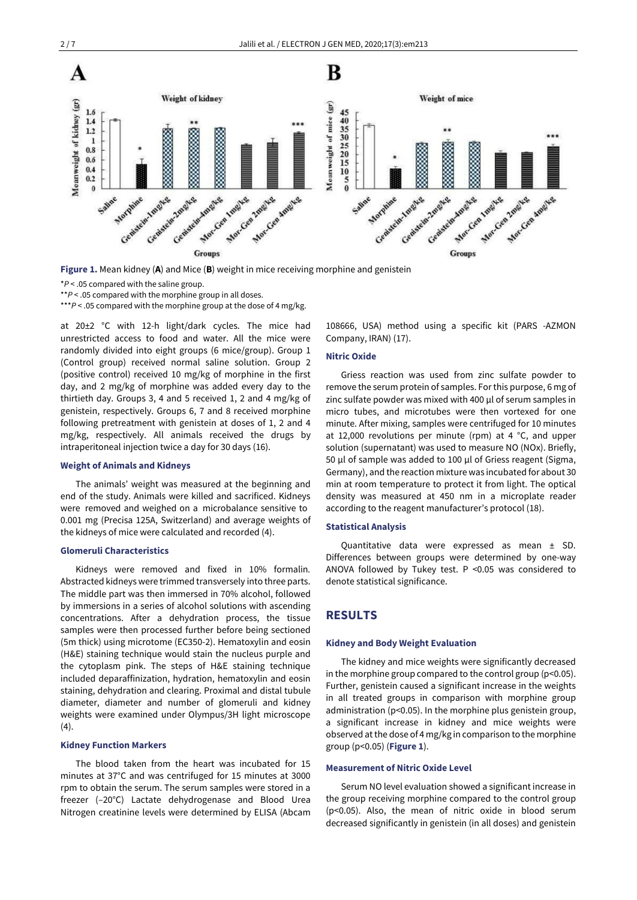**Figure 1.** Mean kidney (**A**) and Mice (**B**) weight in mice receiving morphine and genistein

*$P < .05$ compared with the saline group.

**$P < .05$ compared with the morphine group in all doses.

***$P < .05$ compared with the morphine group at the dose of 4 mg/kg.

at 20±2 °C with 12-h light/dark cycles. The mice had unrestricted access to food and water. All the mice were randomly divided into eight groups (6 mice/group). Group 1 (Control group) received normal saline solution. Group 2 (positive control) received 10 mg/kg of morphine in the first day, and 2 mg/kg of morphine was added every day to the thirtieth day. Groups 3, 4 and 5 received 1, 2 and 4 mg/kg of genistein, respectively. Groups 6, 7 and 8 received morphine following pretreatment with genistein at doses of 1, 2 and 4 mg/kg, respectively. All animals received the drugs by intraperitoneal injection twice a day for 30 days (16).

### Weight of Animals and Kidneys

The animals' weight was measured at the beginning and end of the study. Animals were killed and sacrificed. Kidneys were removed and weighed on a microbalance sensitive to 0.001 mg (Precisa 125A, Switzerland) and average weights of the kidneys of mice were calculated and recorded (4).

### Glomeruli Characteristics

Kidneys were removed and fixed in 10% formalin. Abstracted kidneys were trimmed transversely into three parts. The middle part was then immersed in 70% alcohol, followed by immersions in a series of alcohol solutions with ascending concentrations. After a dehydration process, the tissue samples were then processed further before being sectioned (5m thick) using microtome (EC350-2). Hematoxylin and eosin (H&E) staining technique would stain the nucleus purple and the cytoplasm pink. The steps of H&E staining technique included deparaffinization, hydration, hematoxylin and eosin staining, dehydration and clearing. Proximal and distal tubule diameter, diameter and number of glomeruli and kidney weights were examined under Olympus/3H light microscope (4).

### Kidney Function Markers

The blood taken from the heart was incubated for 15 minutes at 37°C and was centrifuged for 15 minutes at 3000 rpm to obtain the serum. The serum samples were stored in a freezer (–20°C) Lactate dehydrogenase and Blood Urea Nitrogen creatinine levels were determined by ELISA (Abcam 108666, USA) method using a specific kit (PARS -AZMON Company, IRAN) (17).

### Nitric Oxide

Griess reaction was used from zinc sulfate powder to remove the serum protein of samples. For this purpose, 6 mg of zinc sulfate powder was mixed with 400 µl of serum samples in micro tubes, and microtubes were then vortexed for one minute. After mixing, samples were centrifuged for 10 minutes at 12,000 revolutions per minute (rpm) at 4 °C, and upper solution (supernatant) was used to measure NO (NOx). Briefly, 50 µl of sample was added to 100 µl of Griess reagent (Sigma, Germany), and the reaction mixture was incubated for about 30 min at room temperature to protect it from light. The optical density was measured at 450 nm in a microplate reader according to the reagent manufacturer's protocol (18).

### Statistical Analysis

Quantitative data were expressed as mean ± SD. Differences between groups were determined by one-way ANOVA followed by Tukey test. $P < 0.05$ was considered to denote statistical significance.

## RESULTS

### Kidney and Body Weight Evaluation

The kidney and mice weights were significantly decreased in the morphine group compared to the control group ($p<0.05$). Further, genistein caused a significant increase in the weights in all treated groups in comparison with morphine group administration ($p<0.05$). In the morphine plus genistein group, a significant increase in kidney and mice weights were observed at the dose of 4 mg/kg in comparison to the morphine group ($p<0.05$) (**Figure 1**).

### Measurement of Nitric Oxide Level

Serum NO level evaluation showed a significant increase in the group receiving morphine compared to the control group ($p<0.05$). Also, the mean of nitric oxide in blood serum decreased significantly in genistein (in all doses) and genistein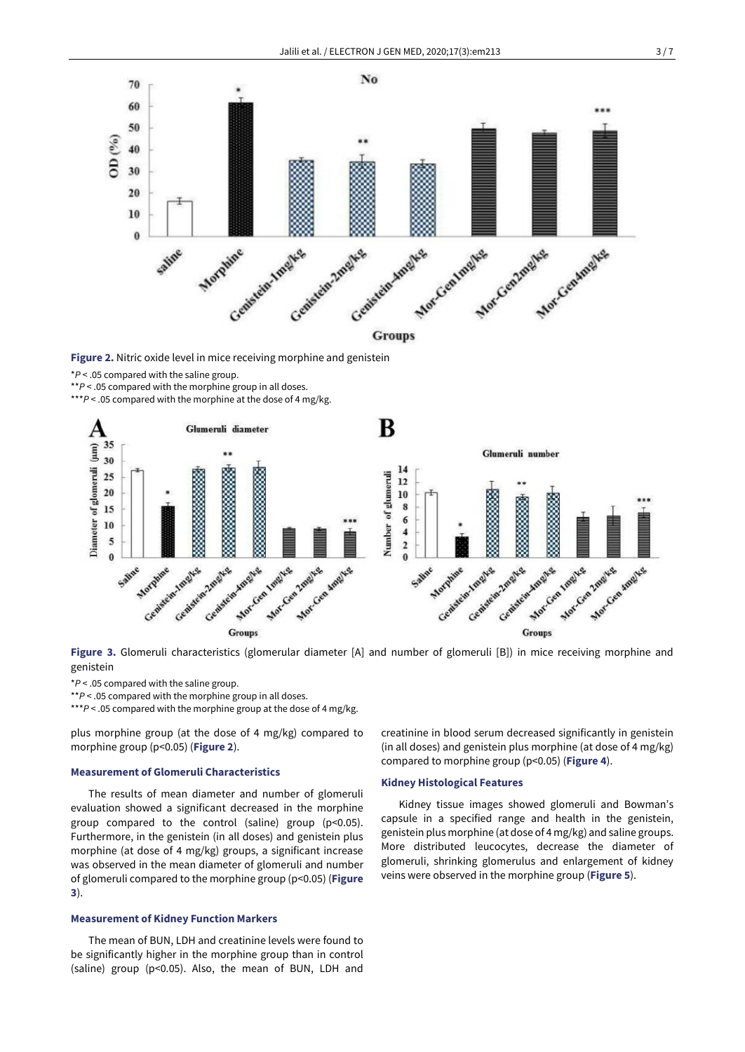Figure 2. Nitric oxide level in mice receiving morphine and genistein

*P < .05 compared with the saline group.
**P < .05 compared with the morphine group in all doses.
***P < .05 compared with the morphine at the dose of 4 mg/kg.

Figure 3. Glomeruli characteristics (glomerular diameter [A] and number of glomeruli [B]) in mice receiving morphine and genistein

*P < .05 compared with the saline group.
**P < .05 compared with the morphine group in all doses.
***P < .05 compared with the morphine group at the dose of 4 mg/kg.

plus morphine group (at the dose of 4 mg/kg) compared to morphine group ($p<0.05$) (**Figure 2**).

### Measurement of Glomeruli Characteristics

The results of mean diameter and number of glomeruli evaluation showed a significant decreased in the morphine group compared to the control (saline) group ($p<0.05$). Furthermore, in the genistein (in all doses) and genistein plus morphine (at dose of 4 mg/kg) groups, a significant increase was observed in the mean diameter of glomeruli and number of glomeruli compared to the morphine group ($p<0.05$) (**Figure 3**).

### Measurement of Kidney Function Markers

The mean of BUN, LDH and creatinine levels were found to be significantly higher in the morphine group than in control (saline) group ($p<0.05$). Also, the mean of BUN, LDH and creatinine in blood serum decreased significantly in genistein (in all doses) and genistein plus morphine (at dose of 4 mg/kg) compared to morphine group ($p<0.05$) (**Figure 4**).

### Kidney Histological Features

Kidney tissue images showed glomeruli and Bowman's capsule in a specified range and health in the genistein, genistein plus morphine (at dose of 4 mg/kg) and saline groups. More distributed leucocytes, decrease the diameter of glomeruli, shrinking glomerulus and enlargement of kidney veins were observed in the morphine group (**Figure 5**).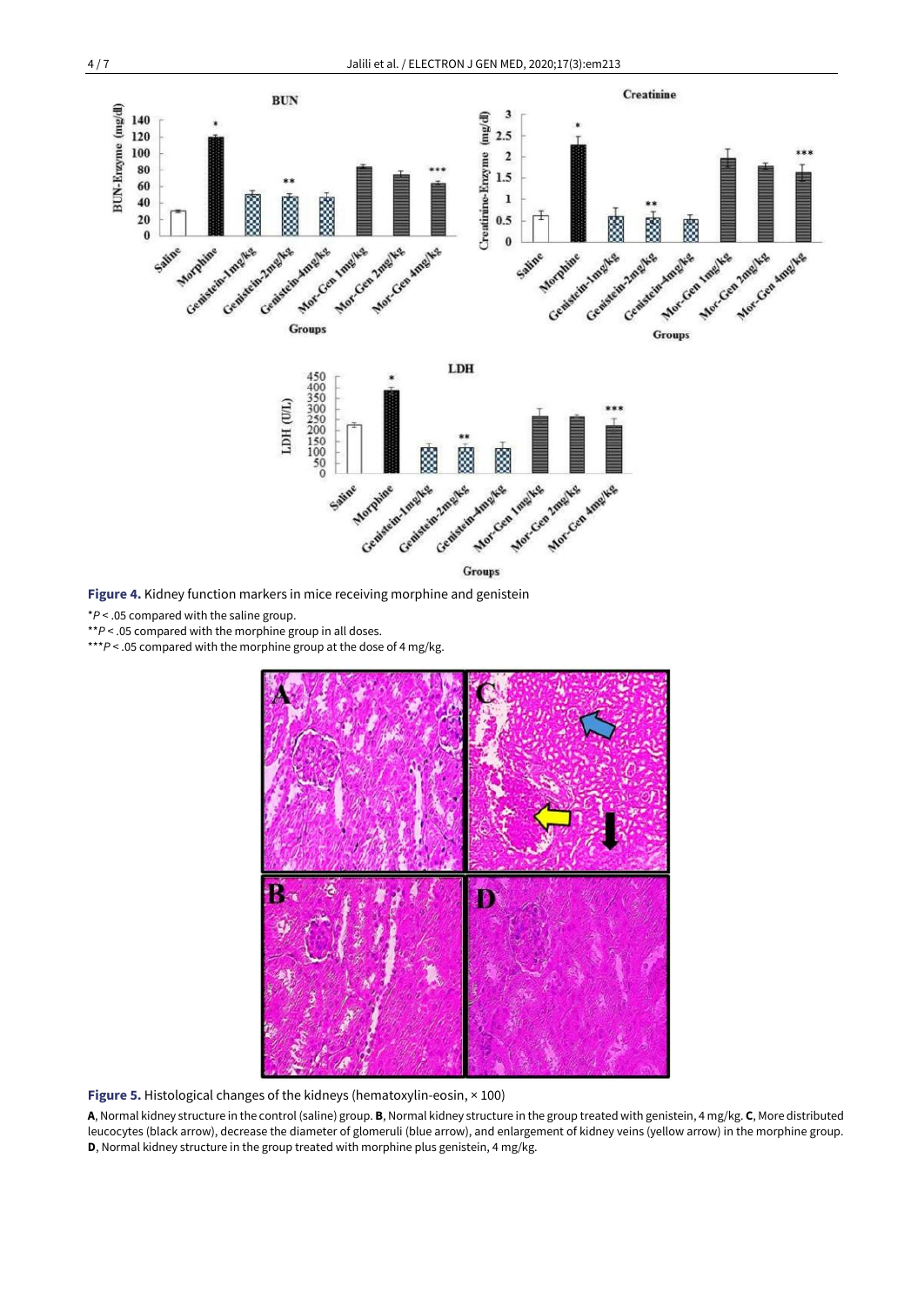**Figure 4.** Kidney function markers in mice receiving morphine and genistein

*$P < .05$ compared with the saline group.

**$P < .05$ compared with the morphine group in all doses.

***$P < .05$ compared with the morphine group at the dose of 4 mg/kg.

**Figure 5.** Histological changes of the kidneys (hematoxylin-eosin, × 100)

**A**, Normal kidney structure in the control (saline) group. **B**, Normal kidney structure in the group treated with genistein, 4 mg/kg. **C**, More distributed leucocytes (black arrow), decrease the diameter of glomeruli (blue arrow), and enlargement of kidney veins (yellow arrow) in the morphine group. **D**, Normal kidney structure in the group treated with morphine plus genistein, 4 mg/kg.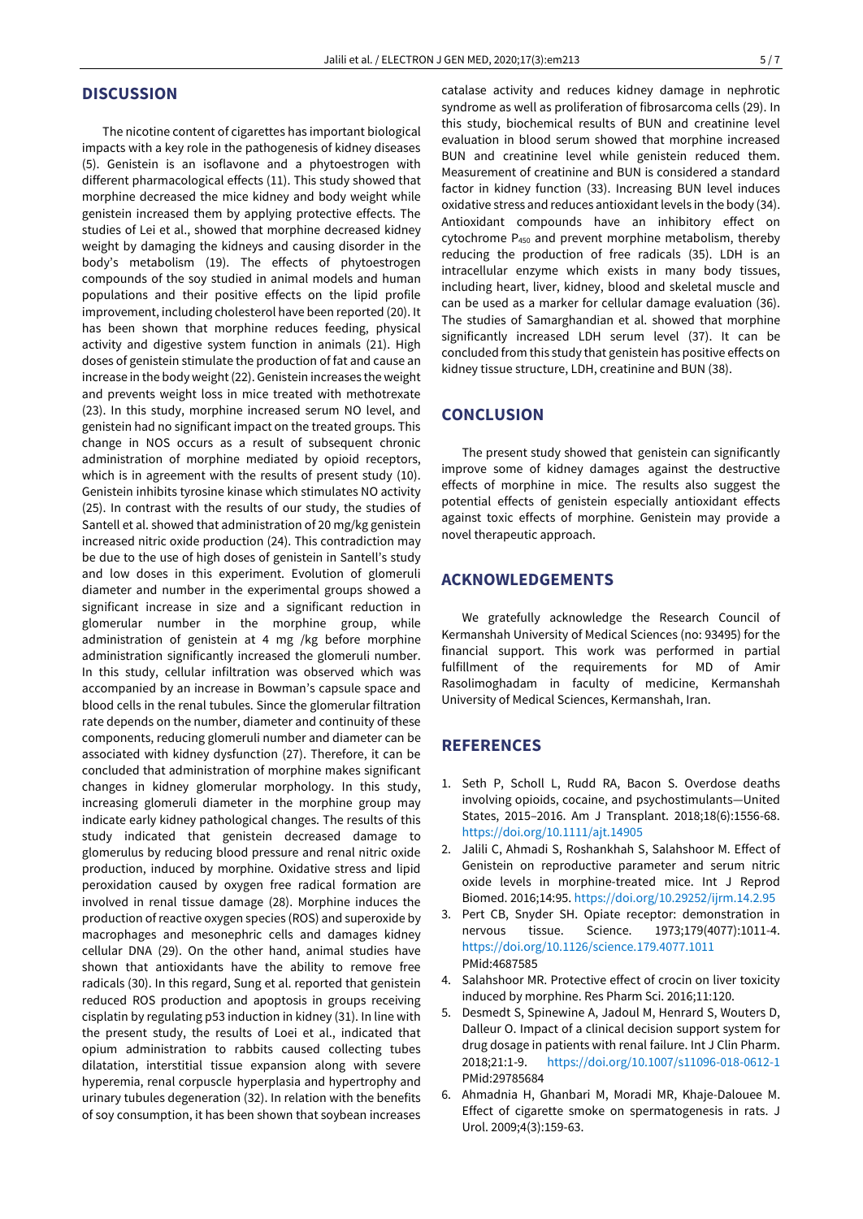## DISCUSSION

The nicotine content of cigarettes has important biological impacts with a key role in the pathogenesis of kidney diseases (5). Genistein is an isoflavone and a phytoestrogen with different pharmacological effects (11). This study showed that morphine decreased the mice kidney and body weight while genistein increased them by applying protective effects. The studies of Lei et al., showed that morphine decreased kidney weight by damaging the kidneys and causing disorder in the body's metabolism (19). The effects of phytoestrogen compounds of the soy studied in animal models and human populations and their positive effects on the lipid profile improvement, including cholesterol have been reported (20). It has been shown that morphine reduces feeding, physical activity and digestive system function in animals (21). High doses of genistein stimulate the production of fat and cause an increase in the body weight (22). Genistein increases the weight and prevents weight loss in mice treated with methotrexate (23). In this study, morphine increased serum NO level, and genistein had no significant impact on the treated groups. This change in NOS occurs as a result of subsequent chronic administration of morphine mediated by opioid receptors, which is in agreement with the results of present study (10). Genistein inhibits tyrosine kinase which stimulates NO activity (25). In contrast with the results of our study, the studies of Santell et al. showed that administration of 20 mg/kg genistein increased nitric oxide production (24). This contradiction may be due to the use of high doses of genistein in Santell's study and low doses in this experiment. Evolution of glomeruli diameter and number in the experimental groups showed a significant increase in size and a significant reduction in glomerular number in the morphine group, while administration of genistein at 4 mg /kg before morphine administration significantly increased the glomeruli number. In this study, cellular infiltration was observed which was accompanied by an increase in Bowman's capsule space and blood cells in the renal tubules. Since the glomerular filtration rate depends on the number, diameter and continuity of these components, reducing glomeruli number and diameter can be associated with kidney dysfunction (27). Therefore, it can be concluded that administration of morphine makes significant changes in kidney glomerular morphology. In this study, increasing glomeruli diameter in the morphine group may indicate early kidney pathological changes. The results of this study indicated that genistein decreased damage to glomerulus by reducing blood pressure and renal nitric oxide production, induced by morphine. Oxidative stress and lipid peroxidation caused by oxygen free radical formation are involved in renal tissue damage (28). Morphine induces the production of reactive oxygen species (ROS) and superoxide by macrophages and mesonephric cells and damages kidney cellular DNA (29). On the other hand, animal studies have shown that antioxidants have the ability to remove free radicals (30). In this regard, Sung et al. reported that genistein reduced ROS production and apoptosis in groups receiving cisplatin by regulating p53 induction in kidney (31). In line with the present study, the results of Loei et al., indicated that opium administration to rabbits caused collecting tubes dilatation, interstitial tissue expansion along with severe hyperemia, renal corpuscle hyperplasia and hypertrophy and urinary tubules degeneration (32). In relation with the benefits of soy consumption, it has been shown that soybean increases catalase activity and reduces kidney damage in nephrotic syndrome as well as proliferation of fibrosarcoma cells (29). In this study, biochemical results of BUN and creatinine level evaluation in blood serum showed that morphine increased BUN and creatinine level while genistein reduced them. Measurement of creatinine and BUN is considered a standard factor in kidney function (33). Increasing BUN level induces oxidative stress and reduces antioxidant levels in the body (34). Antioxidant compounds have an inhibitory effect on cytochrome $P_{450}$ and prevent morphine metabolism, thereby reducing the production of free radicals (35). LDH is an intracellular enzyme which exists in many body tissues, including heart, liver, kidney, blood and skeletal muscle and can be used as a marker for cellular damage evaluation (36). The studies of Samarghandian et al. showed that morphine significantly increased LDH serum level (37). It can be concluded from this study that genistein has positive effects on kidney tissue structure, LDH, creatinine and BUN (38).

## CONCLUSION

The present study showed that genistein can significantly improve some of kidney damages against the destructive effects of morphine in mice. The results also suggest the potential effects of genistein especially antioxidant effects against toxic effects of morphine. Genistein may provide a novel therapeutic approach.

## ACKNOWLEDGEMENTS

We gratefully acknowledge the Research Council of Kermanshah University of Medical Sciences (no: 93495) for the financial support. This work was performed in partial fulfillment of the requirements for MD of Amir Rasolimoghadam in faculty of medicine, Kermanshah University of Medical Sciences, Kermanshah, Iran.

## REFERENCES

1. Seth P, Scholl L, Rudd RA, Bacon S. Overdose deaths involving opioids, cocaine, and psychostimulants—United States, 2015–2016. Am J Transplant. 2018;18(6):1556-68. https://doi.org/10.1111/ajt.14905
2. Jalili C, Ahmadi S, Roshankhah S, Salahshoor M. Effect of Genistein on reproductive parameter and serum nitric oxide levels in morphine-treated mice. Int J Reprod Biomed. 2016;14:95. https://doi.org/10.29252/ijrm.14.2.95
3. Pert CB, Snyder SH. Opiate receptor: demonstration in nervous tissue. Science. 1973;179(4077):1011-4. https://doi.org/10.1126/science.179.4077.1011 PMid:4687585
4. Salahshoor MR. Protective effect of crocin on liver toxicity induced by morphine. Res Pharm Sci. 2016;11:120.
5. Desmedt S, Spinewine A, Jadoul M, Henrard S, Wouters D, Dalleur O. Impact of a clinical decision support system for drug dosage in patients with renal failure. Int J Clin Pharm. 2018;21:1-9. https://doi.org/10.1007/s11096-018-0612-1 PMid:29785684
6. Ahmadnia H, Ghanbari M, Moradi MR, Khaje-Dalouee M. Effect of cigarette smoke on spermatogenesis in rats. J Urol. 2009;4(3):159-63.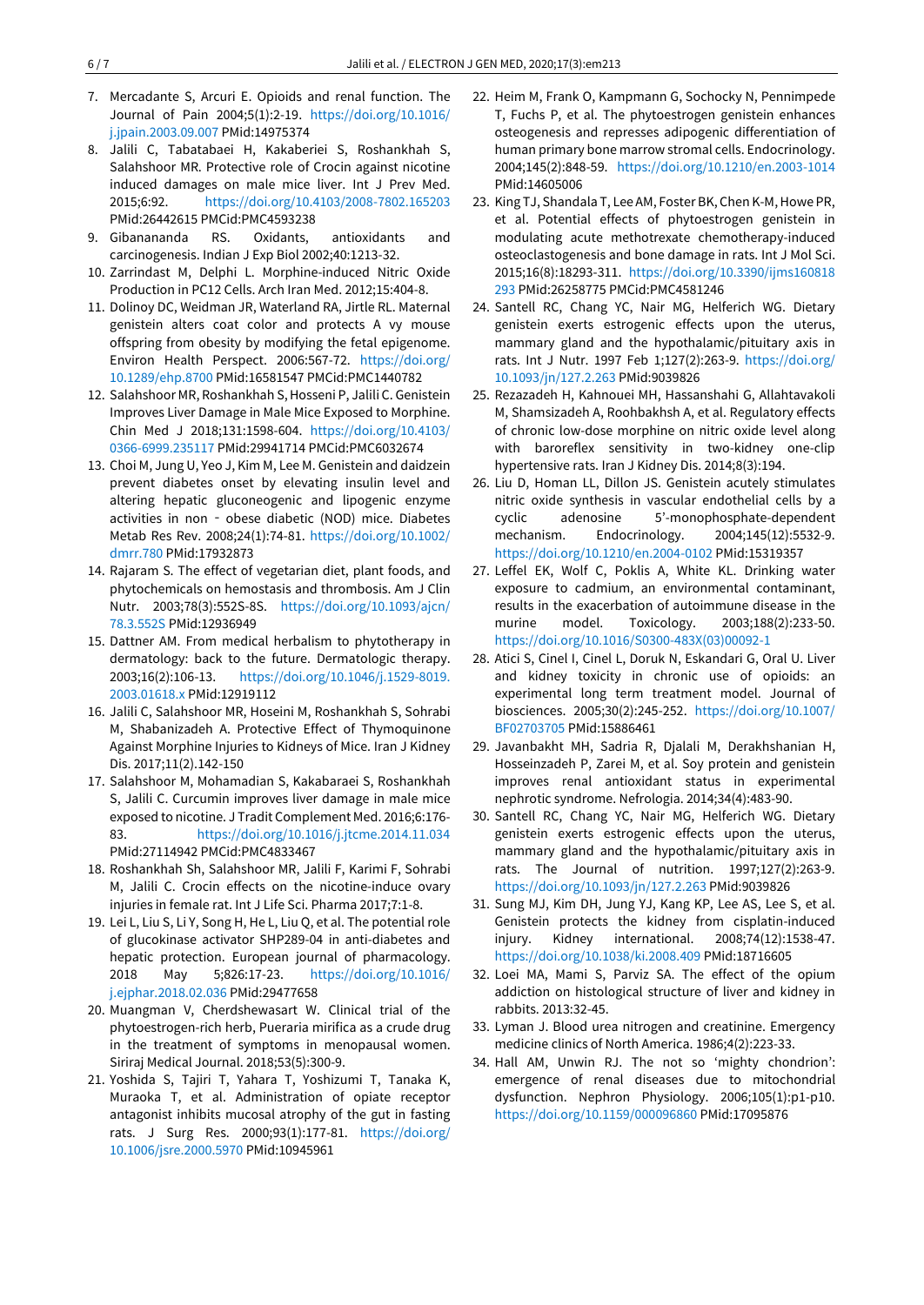7. Mercadante S, Arcuri E. Opioids and renal function. The Journal of Pain 2004;5(1):2-19. https://doi.org/10.1016/j.jpain.2003.09.007 PMid:14975374
8. Jalili C, Tabatabaei H, Kakaberiei S, Roshankhah S, Salahshoor MR. Protective role of Crocin against nicotine induced damages on male mice liver. Int J Prev Med. 2015;6:92. https://doi.org/10.4103/2008-7802.165203 PMid:26442615 PMCid:PMC4593238
9. Gibanananda RS. Oxidants, antioxidants and carcinogenesis. Indian J Exp Biol 2002;40:1213-32.
10. Zarrindast M, Delphi L. Morphine-induced Nitric Oxide Production in PC12 Cells. Arch Iran Med. 2012;15:404-8.
11. Dolinoy DC, Weidman JR, Waterland RA, Jirtle RL. Maternal genistein alters coat color and protects A vy mouse offspring from obesity by modifying the fetal epigenome. Environ Health Perspect. 2006:567-72. https://doi.org/10.1289/ehp.8700 PMid:16581547 PMCid:PMC1440782
12. Salahshoor MR, Roshankhah S, Hosseni P, Jalili C. Genistein Improves Liver Damage in Male Mice Exposed to Morphine. Chin Med J 2018;131:1598-604. https://doi.org/10.4103/0366-6999.235117 PMid:29941714 PMCid:PMC6032674
13. Choi M, Jung U, Yeo J, Kim M, Lee M. Genistein and daidzein prevent diabetes onset by elevating insulin level and altering hepatic gluconeogenic and lipogenic enzyme activities in non - obese diabetic (NOD) mice. Diabetes Metab Res Rev. 2008;24(1):74-81. https://doi.org/10.1002/dmrr.780 PMid:17932873
14. Rajaram S. The effect of vegetarian diet, plant foods, and phytochemicals on hemostasis and thrombosis. Am J Clin Nutr. 2003;78(3):552S-8S. https://doi.org/10.1093/ajcn/78.3.552S PMid:12936949
15. Dattner AM. From medical herbalism to phytotherapy in dermatology: back to the future. Dermatologic therapy. 2003;16(2):106-13. https://doi.org/10.1046/j.1529-8019.2003.01618.x PMid:12919112
16. Jalili C, Salahshoor MR, Hoseini M, Roshankhah S, Sohrabi M, Shabanizadeh A. Protective Effect of Thymoquinone Against Morphine Injuries to Kidneys of Mice. Iran J Kidney Dis. 2017;11(2).142-150
17. Salahshoor M, Mohamadian S, Kakabaraei S, Roshankhah S, Jalili C. Curcumin improves liver damage in male mice exposed to nicotine. J Tradit Complement Med. 2016;6:176-83. https://doi.org/10.1016/j.jtcme.2014.11.034 PMid:27114942 PMCid:PMC4833467
18. Roshankhah Sh, Salahshoor MR, Jalili F, Karimi F, Sohrabi M, Jalili C. Crocin effects on the nicotine-induce ovary injuries in female rat. Int J Life Sci. Pharma 2017;7:1-8.
19. Lei L, Liu S, Li Y, Song H, He L, Liu Q, et al. The potential role of glucokinase activator SHP289-04 in anti-diabetes and hepatic protection. European journal of pharmacology. 2018 May 5;826:17-23. https://doi.org/10.1016/j.ejphar.2018.02.036 PMid:29477658
20. Muangman V, Cherdshewasart W. Clinical trial of the phytoestrogen-rich herb, Pueraria mirifica as a crude drug in the treatment of symptoms in menopausal women. Siriraj Medical Journal. 2018;53(5):300-9.
21. Yoshida S, Tajiri T, Yahara T, Yoshizumi T, Tanaka K, Muraoka T, et al. Administration of opiate receptor antagonist inhibits mucosal atrophy of the gut in fasting rats. J Surg Res. 2000;93(1):177-81. https://doi.org/10.1006/jsre.2000.5970 PMid:10945961
22. Heim M, Frank O, Kampmann G, Sochocky N, Pennimpede T, Fuchs P, et al. The phytoestrogen genistein enhances osteogenesis and represses adipogenic differentiation of human primary bone marrow stromal cells. Endocrinology. 2004;145(2):848-59. https://doi.org/10.1210/en.2003-1014 PMid:14605006
23. King TJ, Shandala T, Lee AM, Foster BK, Chen K-M, Howe PR, et al. Potential effects of phytoestrogen genistein in modulating acute methotrexate chemotherapy-induced osteoclastogenesis and bone damage in rats. Int J Mol Sci. 2015;16(8):18293-311. https://doi.org/10.3390/ijms160818293 PMid:26258775 PMCid:PMC4581246
24. Santell RC, Chang YC, Nair MG, Helferich WG. Dietary genistein exerts estrogenic effects upon the uterus, mammary gland and the hypothalamic/pituitary axis in rats. Int J Nutr. 1997 Feb 1;127(2):263-9. https://doi.org/10.1093/jn/127.2.263 PMid:9039826
25. Rezazadeh H, Kahnouei MH, Hassanshahi G, Allahtavakoli M, Shamsizadeh A, Roohbakhsh A, et al. Regulatory effects of chronic low-dose morphine on nitric oxide level along with baroreflex sensitivity in two-kidney one-clip hypertensive rats. Iran J Kidney Dis. 2014;8(3):194.
26. Liu D, Homan LL, Dillon JS. Genistein acutely stimulates nitric oxide synthesis in vascular endothelial cells by a cyclic adenosine 5'-monophosphate-dependent mechanism. Endocrinology. 2004;145(12):5532-9. https://doi.org/10.1210/en.2004-0102 PMid:15319357
27. Leffel EK, Wolf C, Poklis A, White KL. Drinking water exposure to cadmium, an environmental contaminant, results in the exacerbation of autoimmune disease in the murine model. Toxicology. 2003;188(2):233-50. https://doi.org/10.1016/S0300-483X(03)00092-1
28. Atici S, Cinel I, Cinel L, Doruk N, Eskandari G, Oral U. Liver and kidney toxicity in chronic use of opioids: an experimental long term treatment model. Journal of biosciences. 2005;30(2):245-252. https://doi.org/10.1007/BF02703705 PMid:15886461
29. Javanbakht MH, Sadria R, Djalali M, Derakhshanian H, Hosseinzadeh P, Zarei M, et al. Soy protein and genistein improves renal antioxidant status in experimental nephrotic syndrome. Nefrologia. 2014;34(4):483-90.
30. Santell RC, Chang YC, Nair MG, Helferich WG. Dietary genistein exerts estrogenic effects upon the uterus, mammary gland and the hypothalamic/pituitary axis in rats. The Journal of nutrition. 1997;127(2):263-9. https://doi.org/10.1093/jn/127.2.263 PMid:9039826
31. Sung MJ, Kim DH, Jung YJ, Kang KP, Lee AS, Lee S, et al. Genistein protects the kidney from cisplatin-induced injury. Kidney international. 2008;74(12):1538-47. https://doi.org/10.1038/ki.2008.409 PMid:18716605
32. Loei MA, Mami S, Parviz SA. The effect of the opium addiction on histological structure of liver and kidney in rabbits. 2013:32-45.
33. Lyman J. Blood urea nitrogen and creatinine. Emergency medicine clinics of North America. 1986;4(2):223-33.
34. Hall AM, Unwin RJ. The not so 'mighty chondrion': emergence of renal diseases due to mitochondrial dysfunction. Nephron Physiology. 2006;105(1):p1-p10. https://doi.org/10.1159/000096860 PMid:17095876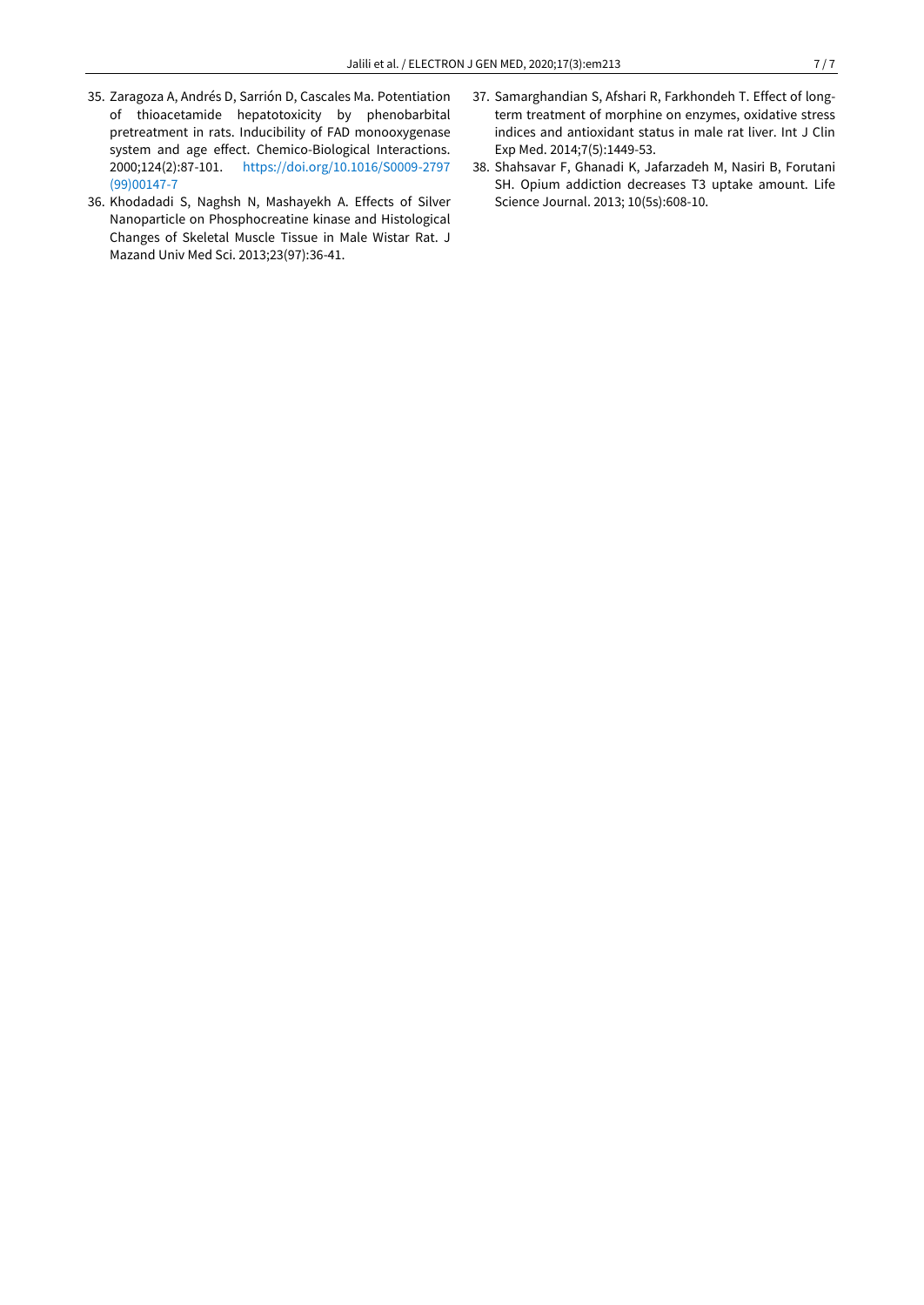35. Zaragoza A, Andrés D, Sarrión D, Cascales Ma. Potentiation of thioacetamide hepatotoxicity by phenobarbital pretreatment in rats. Inducibility of FAD monooxygenase system and age effect. Chemico-Biological Interactions. 2000;124(2):87-101. https://doi.org/10.1016/S0009-2797(99)00147-7
36. Khodadadi S, Naghsh N, Mashayekh A. Effects of Silver Nanoparticle on Phosphocreatine kinase and Histological Changes of Skeletal Muscle Tissue in Male Wistar Rat. J Mazand Univ Med Sci. 2013;23(97):36-41.
37. Samarghandian S, Afshari R, Farkhondeh T. Effect of long-term treatment of morphine on enzymes, oxidative stress indices and antioxidant status in male rat liver. Int J Clin Exp Med. 2014;7(5):1449-53.
38. Shahsavar F, Ghanadi K, Jafarzadeh M, Nasiri B, Forutani SH. Opium addiction decreases T3 uptake amount. Life Science Journal. 2013; 10(5s):608-10.